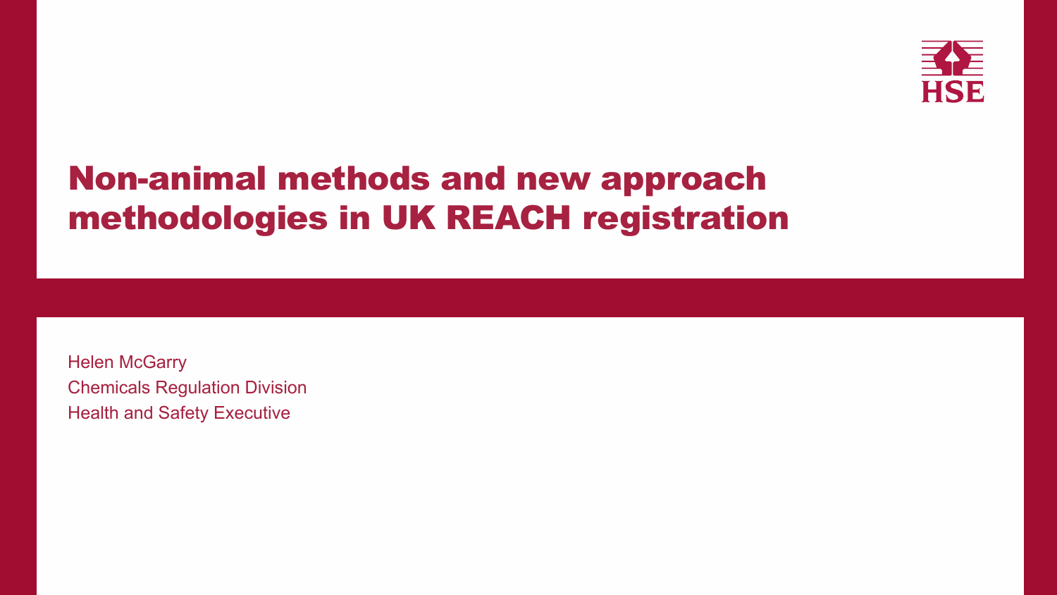# Non-animal methods and new approach methodologies in UK REACH registration

Helen McGarry
Chemicals Regulation Division
Health and Safety Executive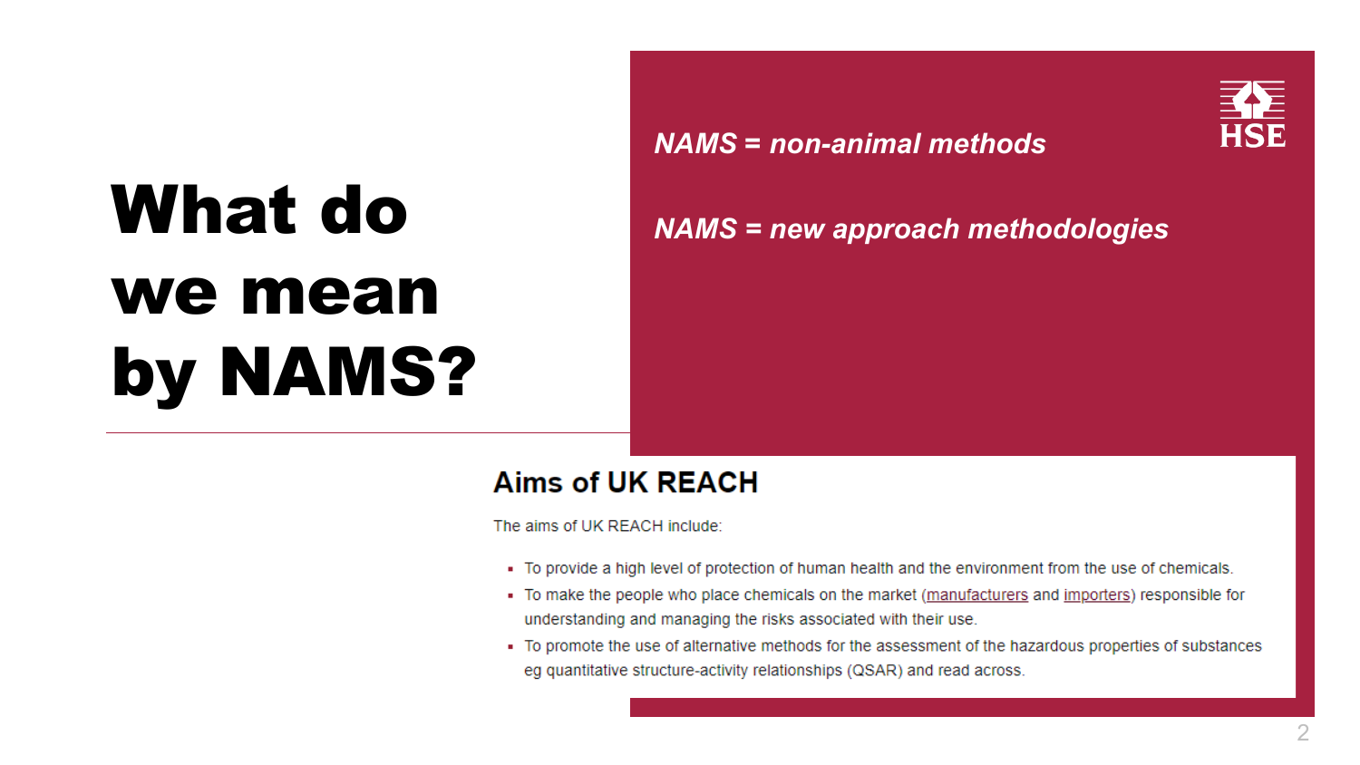# What do we mean by NAMS?

*NAMS = non-animal methods*

*NAMS = new approach methodologies*

## Aims of UK REACH

The aims of UK REACH include:

- To provide a high level of protection of human health and the environment from the use of chemicals.
- To make the people who place chemicals on the market (manufacturers and importers) responsible for understanding and managing the risks associated with their use.
- To promote the use of alternative methods for the assessment of the hazardous properties of substances eg quantitative structure-activity relationships (QSAR) and read across.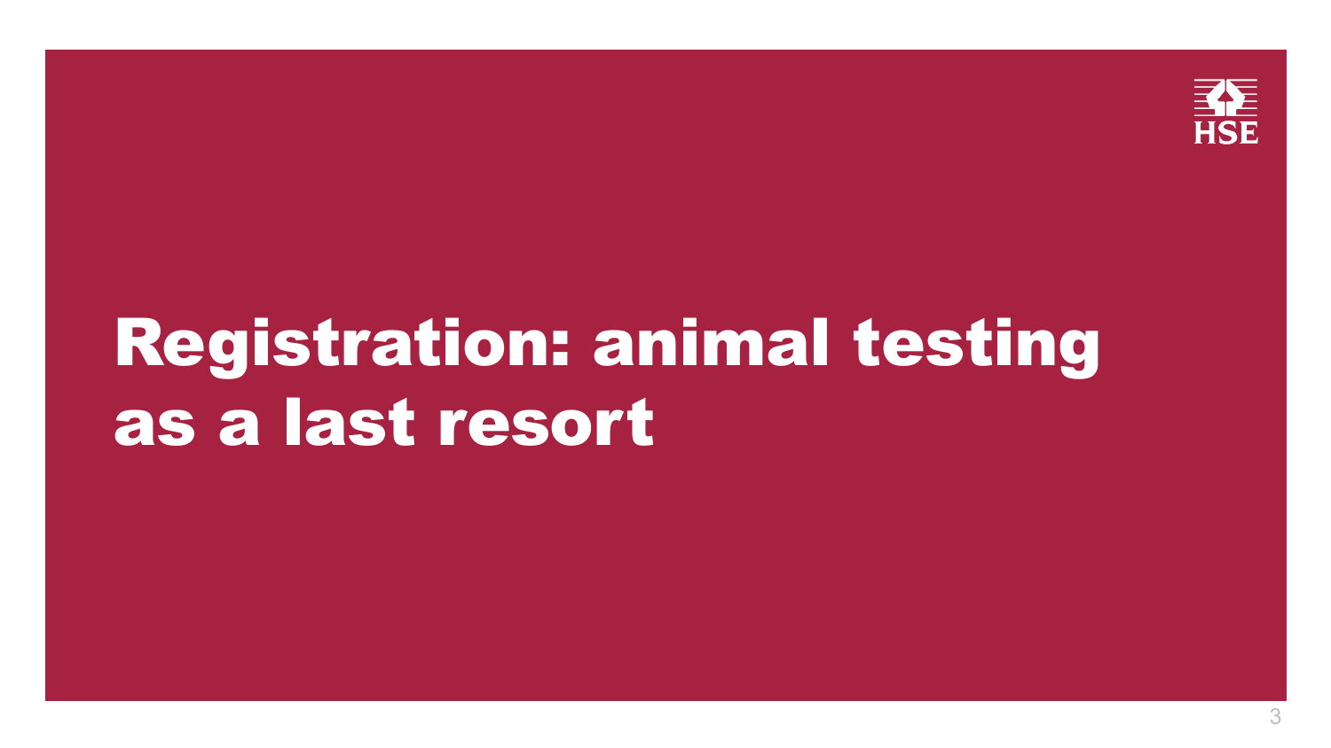# Registration: animal testing as a last resort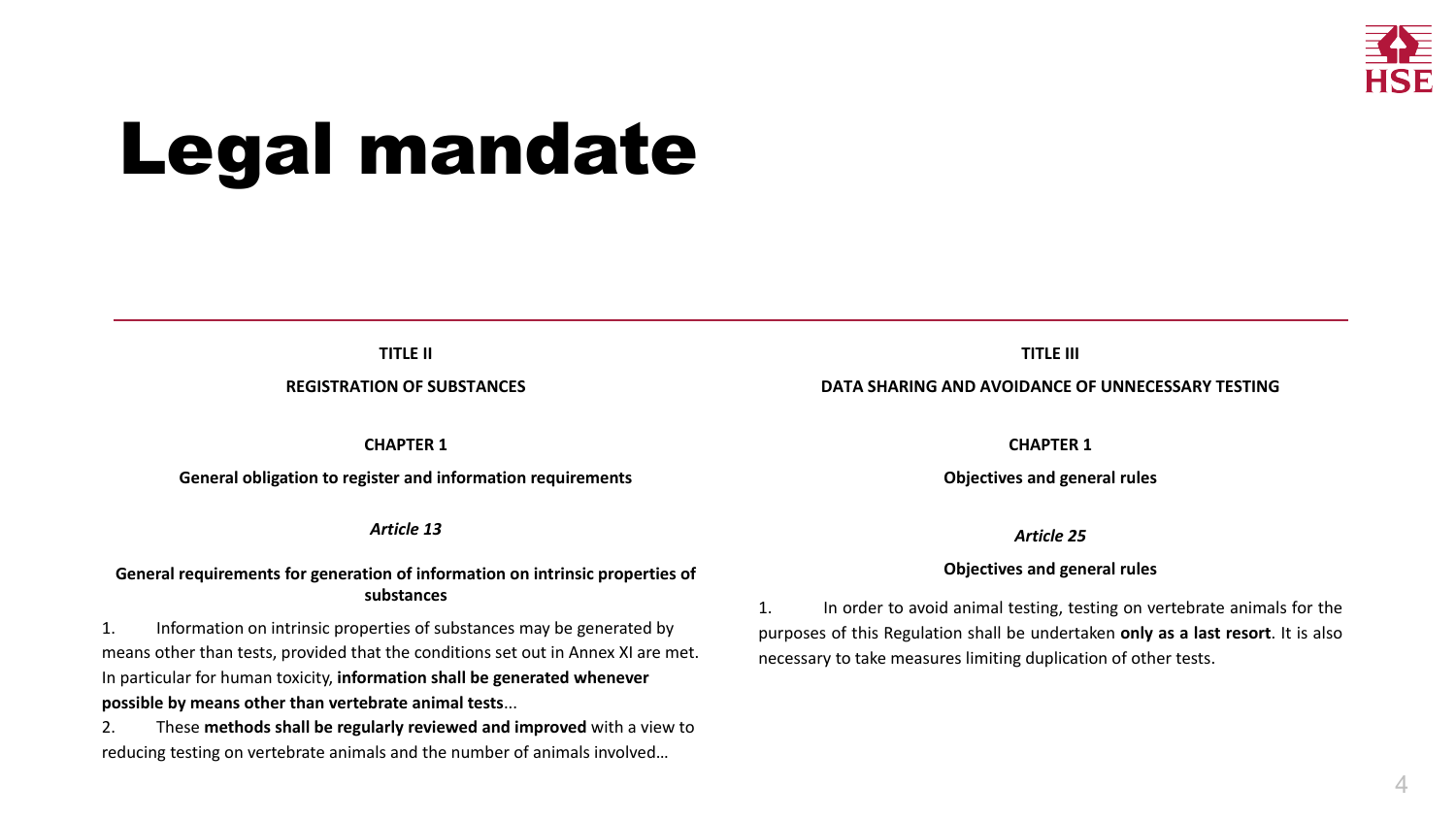# Legal mandate

**TITLE II**

**REGISTRATION OF SUBSTANCES**

**CHAPTER 1**

**General obligation to register and information requirements**

*Article 13*

**General requirements for generation of information on intrinsic properties of substances**

1. Information on intrinsic properties of substances may be generated by means other than tests, provided that the conditions set out in Annex XI are met. In particular for human toxicity, **information shall be generated whenever possible by means other than vertebrate animal tests**...

2. These **methods shall be regularly reviewed and improved** with a view to reducing testing on vertebrate animals and the number of animals involved…

**TITLE III**

**DATA SHARING AND AVOIDANCE OF UNNECESSARY TESTING**

**CHAPTER 1**

**Objectives and general rules**

*Article 25*

**Objectives and general rules**

1. In order to avoid animal testing, testing on vertebrate animals for the purposes of this Regulation shall be undertaken **only as a last resort**. It is also necessary to take measures limiting duplication of other tests.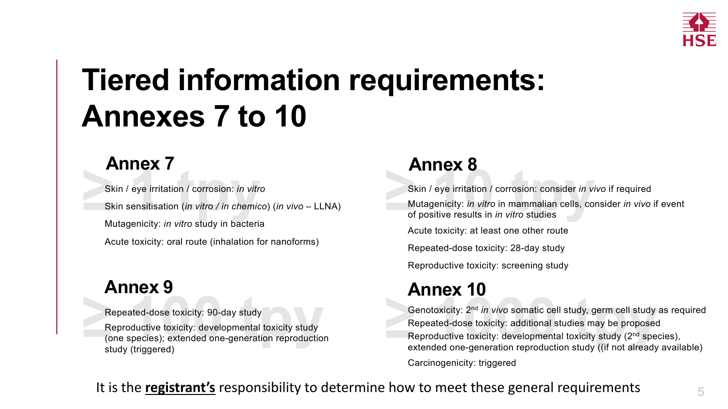# Tiered information requirements: Annexes 7 to 10

## Annex 7

≥ 1 tpy

- Skin / eye irritation / corrosion: *in vitro*
- Skin sensitisation (*in vitro / in chemico*) (*in vivo* – LLNA)
- Mutagenicity: *in vitro* study in bacteria
- Acute toxicity: oral route (inhalation for nanoforms)

## Annex 8

≥ 10 tpy

- Skin / eye irritation / corrosion: consider *in vivo* if required
- Mutagenicity: *in vitro* in mammalian cells, consider *in vivo* if event of positive results in *in vitro* studies
- Acute toxicity: at least one other route
- Repeated-dose toxicity: 28-day study
- Reproductive toxicity: screening study

## Annex 9

≥ 100 tpy

- Repeated-dose toxicity: 90-day study
- Reproductive toxicity: developmental toxicity study (one species); extended one-generation reproduction study (triggered)

## Annex 10

≥ 1000 tpy

- Genotoxicity: 2nd *in vivo* somatic cell study, germ cell study as required
- Repeated-dose toxicity: additional studies may be proposed
- Reproductive toxicity: developmental toxicity study (2nd species), extended one-generation reproduction study ((if not already available)
- Carcinogenicity: triggered

It is the **registrant's** responsibility to determine how to meet these general requirements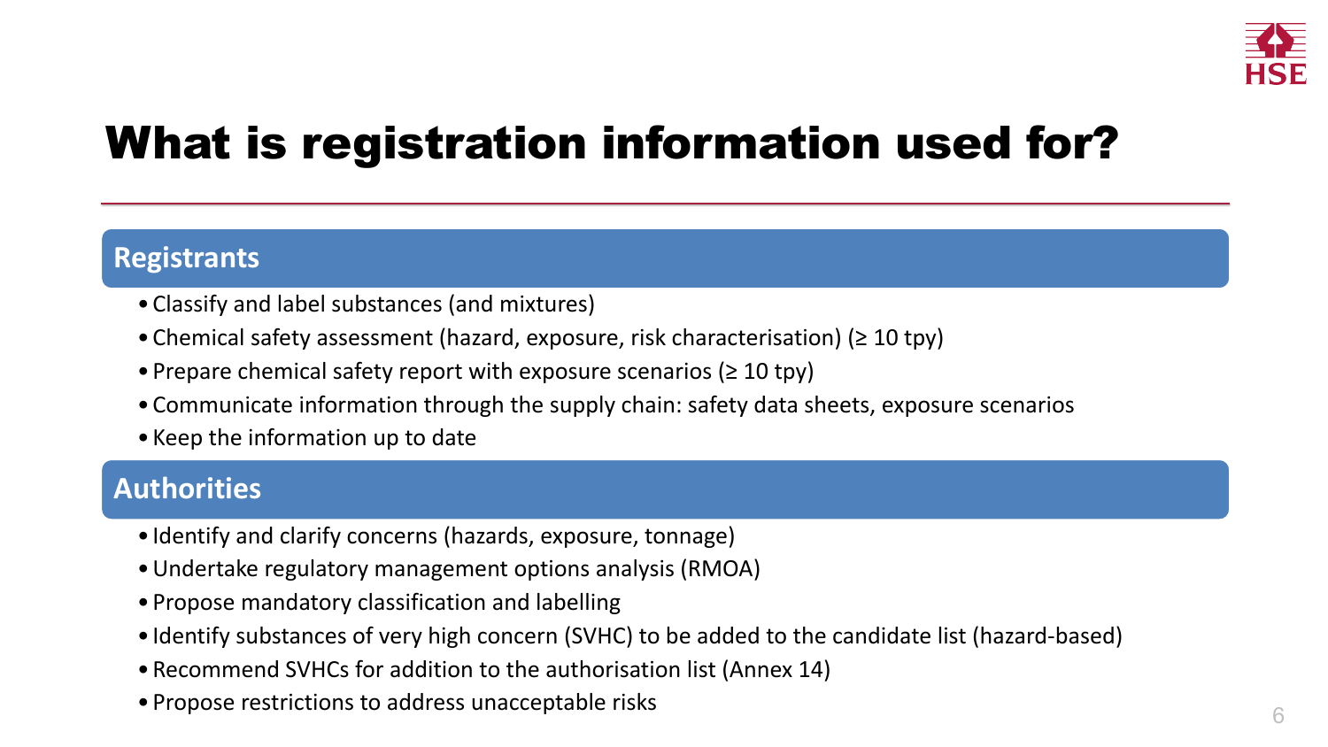# What is registration information used for?

## Registrants

- Classify and label substances (and mixtures)
- Chemical safety assessment (hazard, exposure, risk characterisation) (≥ 10 tpy)
- Prepare chemical safety report with exposure scenarios (≥ 10 tpy)
- Communicate information through the supply chain: safety data sheets, exposure scenarios
- Keep the information up to date

## Authorities

- Identify and clarify concerns (hazards, exposure, tonnage)
- Undertake regulatory management options analysis (RMOA)
- Propose mandatory classification and labelling
- Identify substances of very high concern (SVHC) to be added to the candidate list (hazard-based)
- Recommend SVHCs for addition to the authorisation list (Annex 14)
- Propose restrictions to address unacceptable risks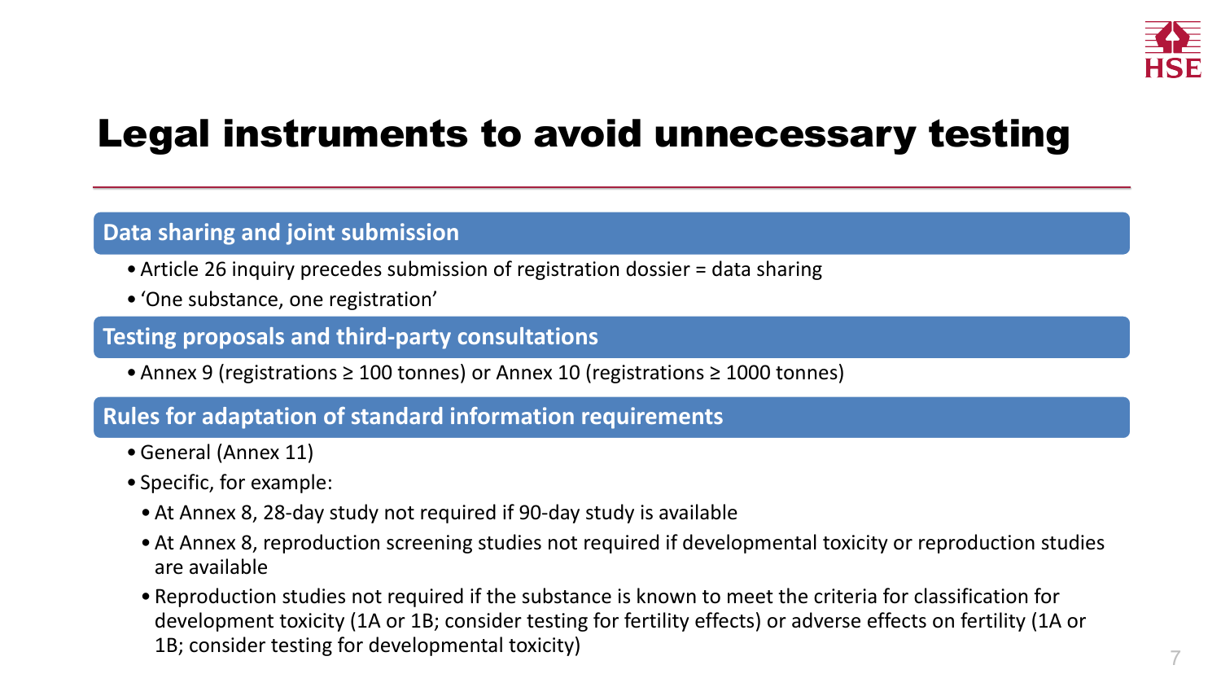# Legal instruments to avoid unnecessary testing

## Data sharing and joint submission

- Article 26 inquiry precedes submission of registration dossier = data sharing
- ‘One substance, one registration’

## Testing proposals and third-party consultations

- Annex 9 (registrations ≥ 100 tonnes) or Annex 10 (registrations ≥ 1000 tonnes)

## Rules for adaptation of standard information requirements

- General (Annex 11)
- Specific, for example:
  - At Annex 8, 28-day study not required if 90-day study is available
  - At Annex 8, reproduction screening studies not required if developmental toxicity or reproduction studies are available
  - Reproduction studies not required if the substance is known to meet the criteria for classification for development toxicity (1A or 1B; consider testing for fertility effects) or adverse effects on fertility (1A or 1B; consider testing for developmental toxicity)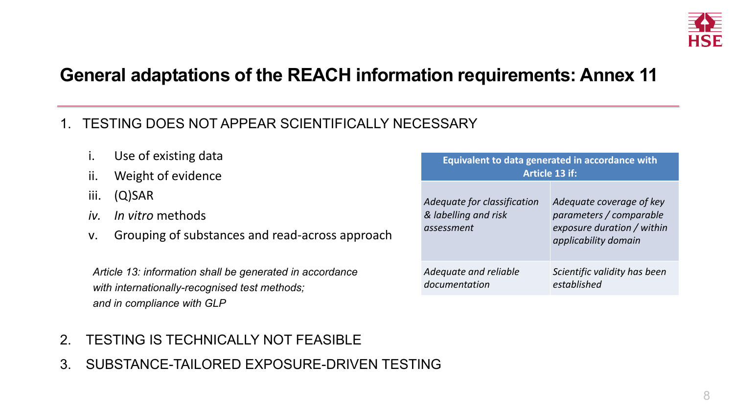# General adaptations of the REACH information requirements: Annex 11

1. TESTING DOES NOT APPEAR SCIENTIFICALLY NECESSARY

   i. Use of existing data
   ii. Weight of evidence
   iii. (Q)SAR
   *iv. In vitro* methods
   v. Grouping of substances and read-across approach

   *Article 13: information shall be generated in accordance with internationally-recognised test methods; and in compliance with GLP*

| Equivalent to data generated in accordance with Article 13 if: | |
|---|---|
| *Adequate for classification & labelling and risk assessment* | *Adequate coverage of key parameters / comparable exposure duration / within applicability domain* |
| *Adequate and reliable documentation* | *Scientific validity has been established* |

2. TESTING IS TECHNICALLY NOT FEASIBLE
3. SUBSTANCE-TAILORED EXPOSURE-DRIVEN TESTING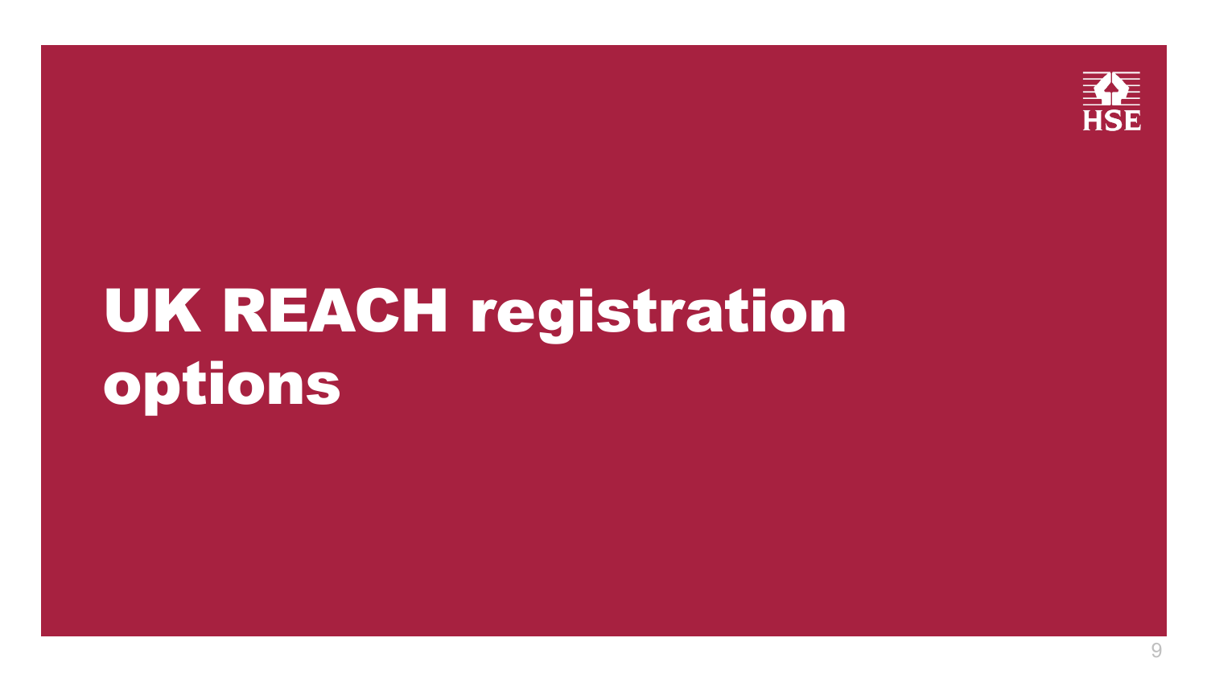# UK REACH registration options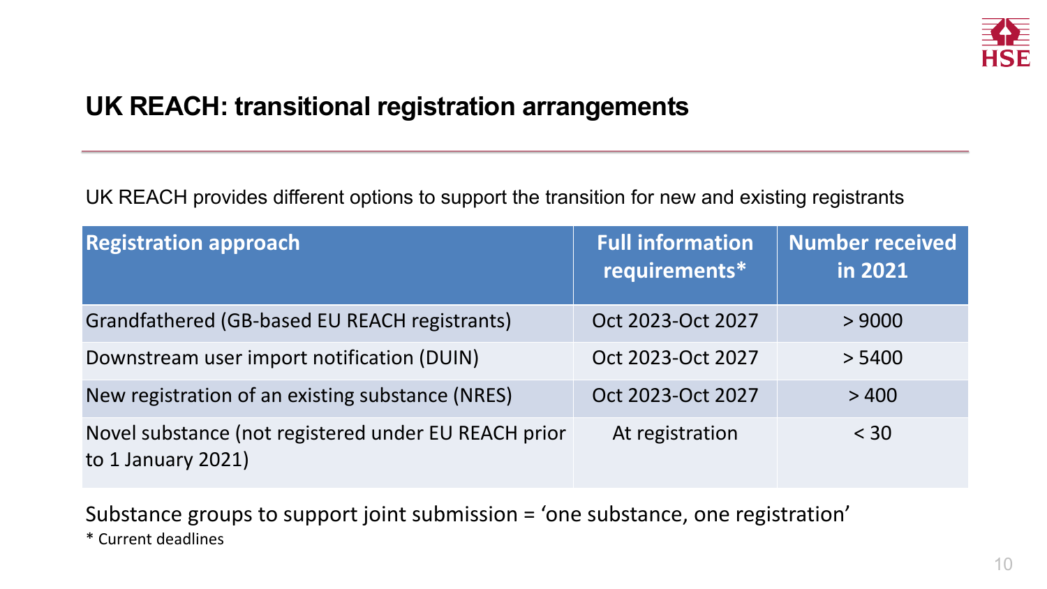## UK REACH: transitional registration arrangements

UK REACH provides different options to support the transition for new and existing registrants

| Registration approach | Full information requirements* | Number received in 2021 |
|---|---|---|
| Grandfathered (GB-based EU REACH registrants) | Oct 2023-Oct 2027 | > 9000 |
| Downstream user import notification (DUIN) | Oct 2023-Oct 2027 | > 5400 |
| New registration of an existing substance (NRES) | Oct 2023-Oct 2027 | > 400 |
| Novel substance (not registered under EU REACH prior to 1 January 2021) | At registration | < 30 |

Substance groups to support joint submission = 'one substance, one registration'

* Current deadlines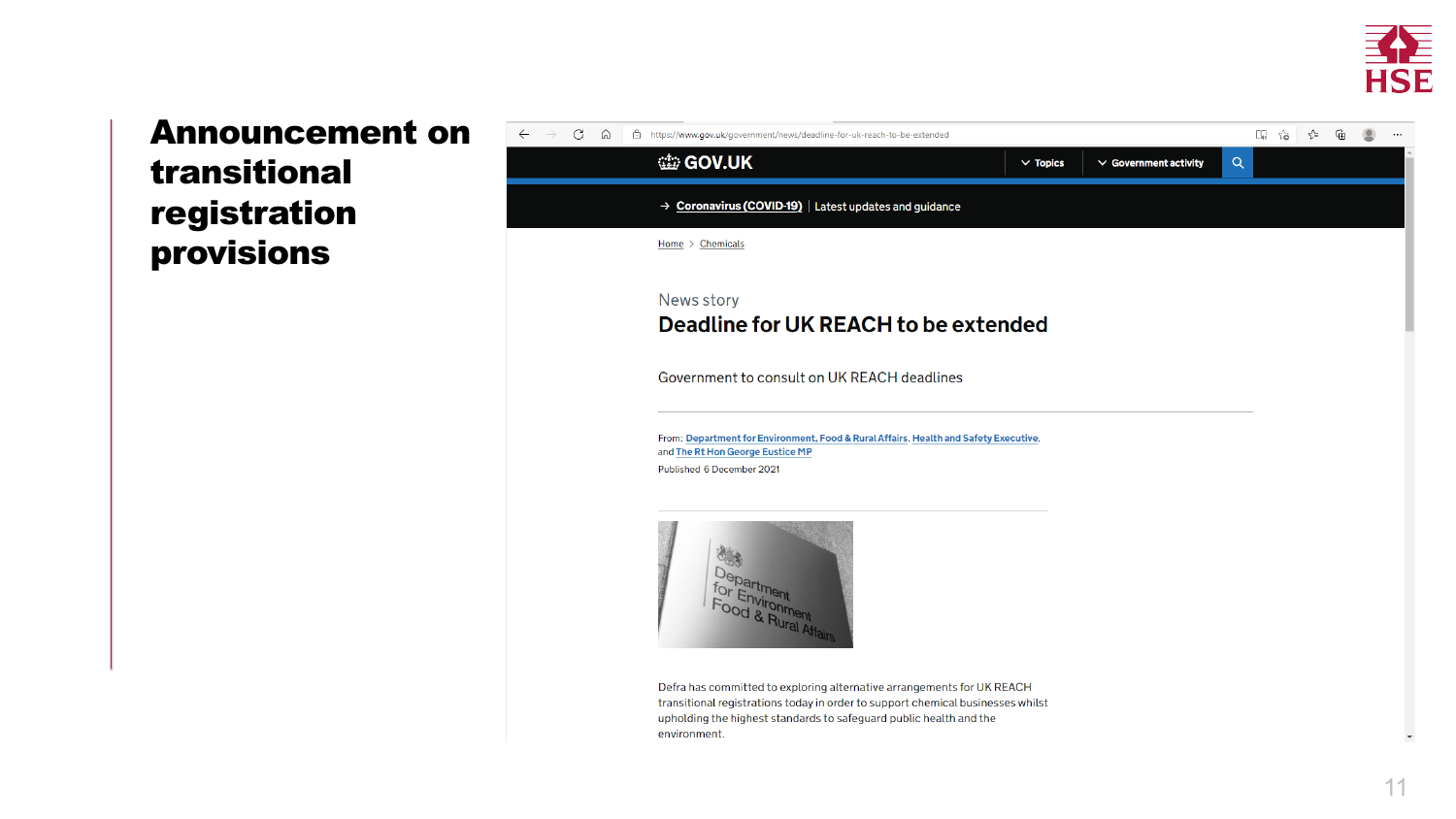# Announcement on transitional registration provisions

https://www.gov.uk/government/news/deadline-for-uk-reach-to-be-extended

GOV.UK

Topics | Government activity

Coronavirus (COVID-19) | Latest updates and guidance

Home > Chemicals

News story

## Deadline for UK REACH to be extended

Government to consult on UK REACH deadlines

From: Department for Environment, Food & Rural Affairs, Health and Safety Executive, and The Rt Hon George Eustice MP

Published 6 December 2021

Defra has committed to exploring alternative arrangements for UK REACH transitional registrations today in order to support chemical businesses whilst upholding the highest standards to safeguard public health and the environment.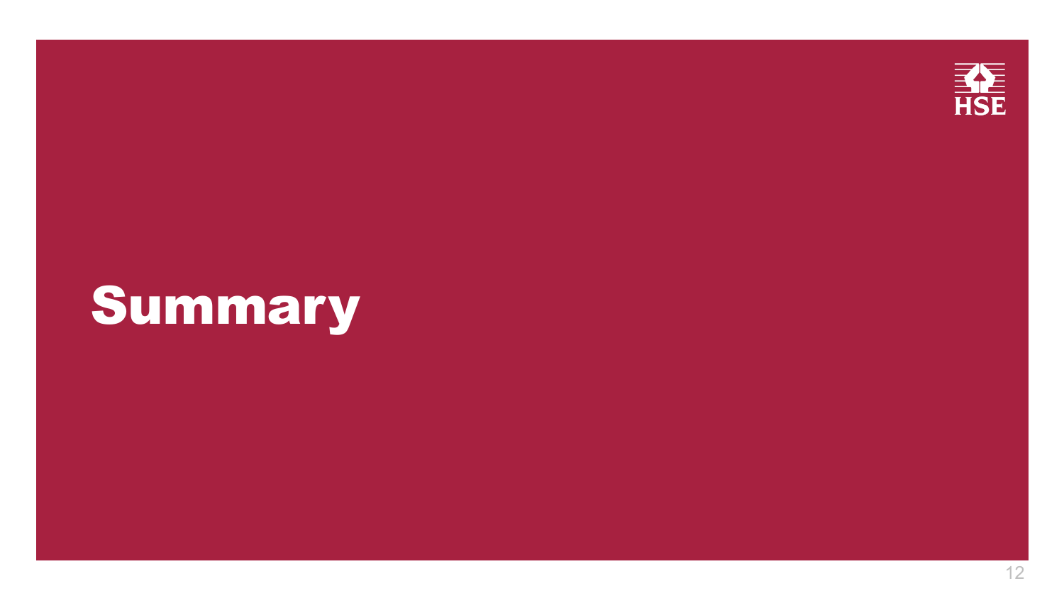# Summary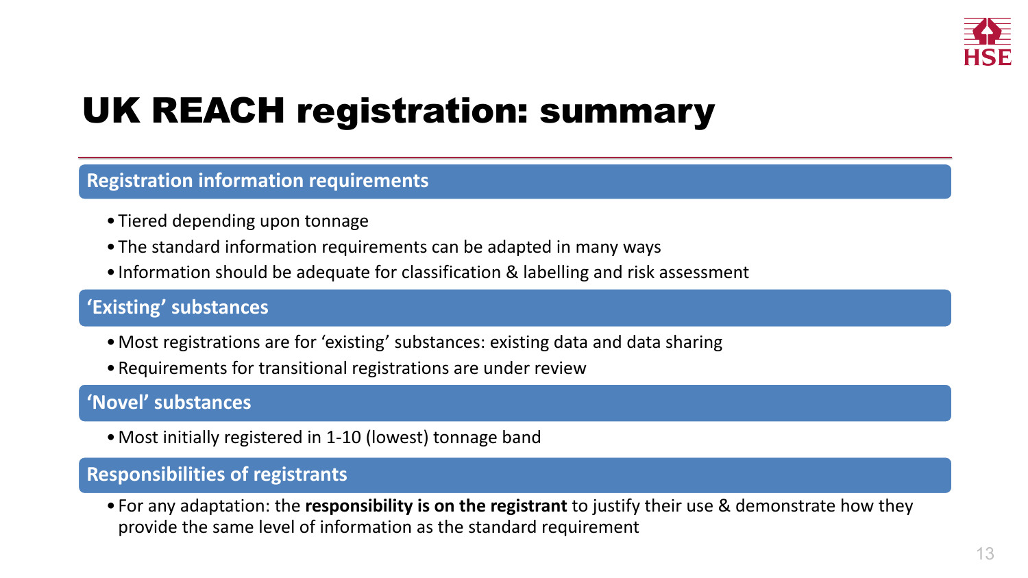# UK REACH registration: summary

## Registration information requirements

- Tiered depending upon tonnage
- The standard information requirements can be adapted in many ways
- Information should be adequate for classification & labelling and risk assessment

## 'Existing' substances

- Most registrations are for 'existing' substances: existing data and data sharing
- Requirements for transitional registrations are under review

## 'Novel' substances

- Most initially registered in 1-10 (lowest) tonnage band

## Responsibilities of registrants

- For any adaptation: the **responsibility is on the registrant** to justify their use & demonstrate how they provide the same level of information as the standard requirement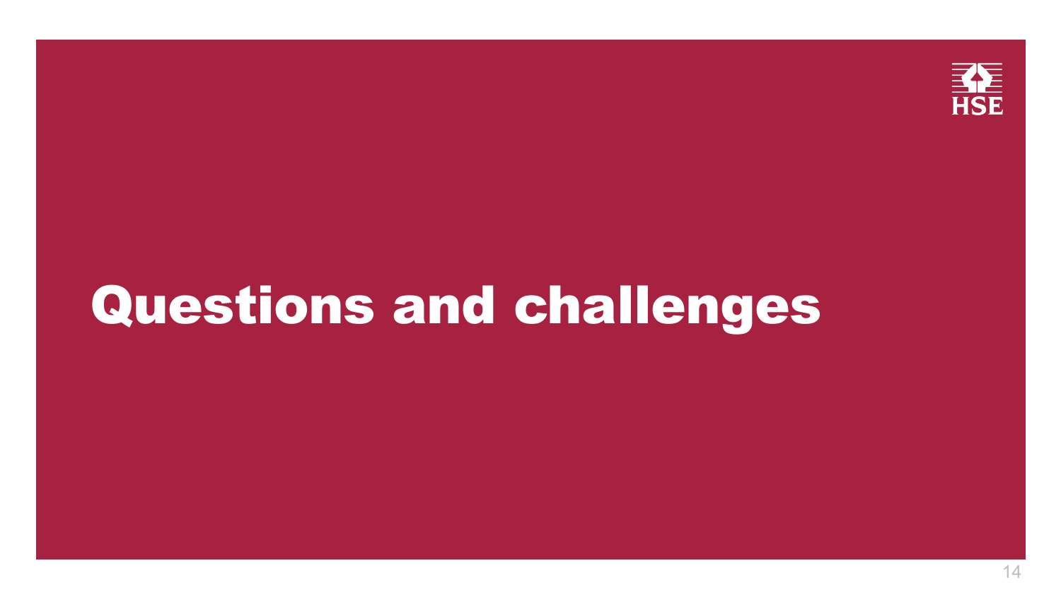# Questions and challenges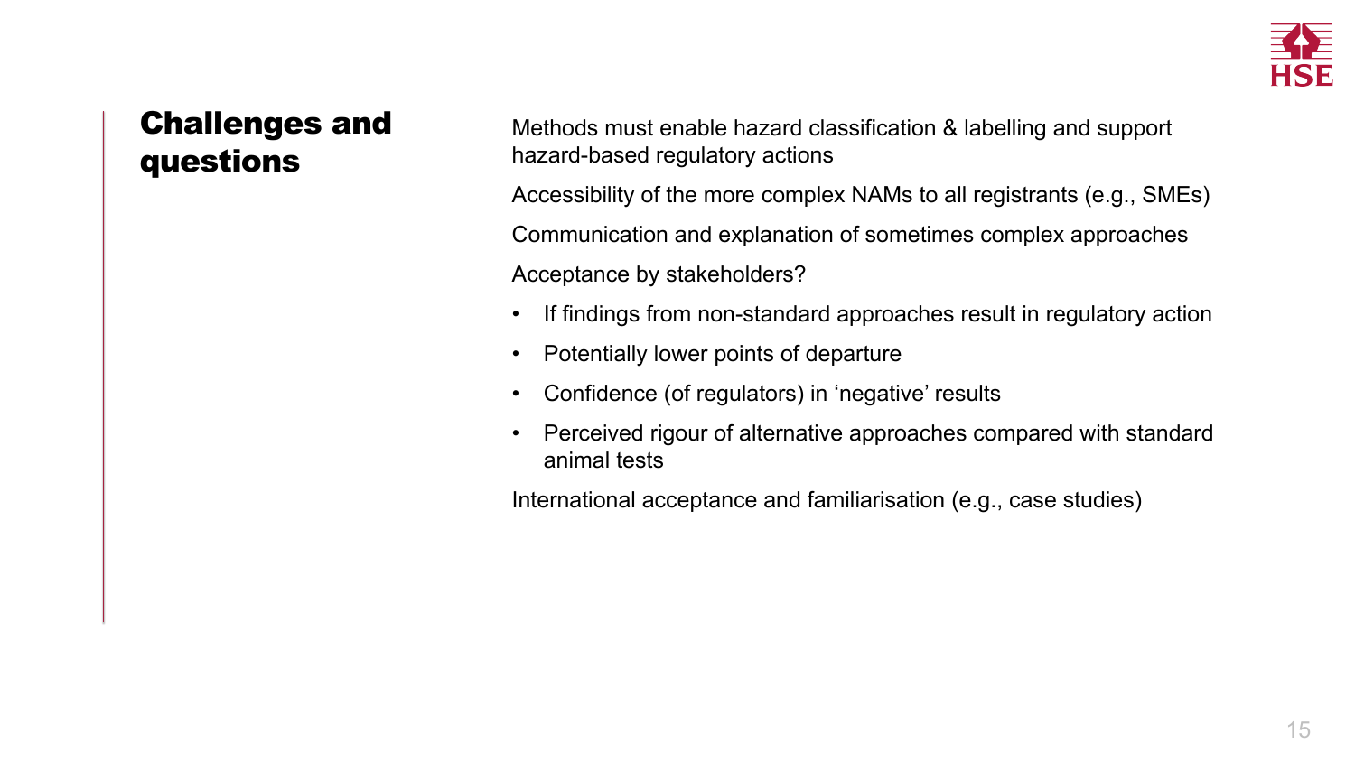## Challenges and questions

Methods must enable hazard classification & labelling and support hazard-based regulatory actions

Accessibility of the more complex NAMs to all registrants (e.g., SMEs)

Communication and explanation of sometimes complex approaches

Acceptance by stakeholders?

- If findings from non-standard approaches result in regulatory action
- Potentially lower points of departure
- Confidence (of regulators) in 'negative' results
- Perceived rigour of alternative approaches compared with standard animal tests

International acceptance and familiarisation (e.g., case studies)